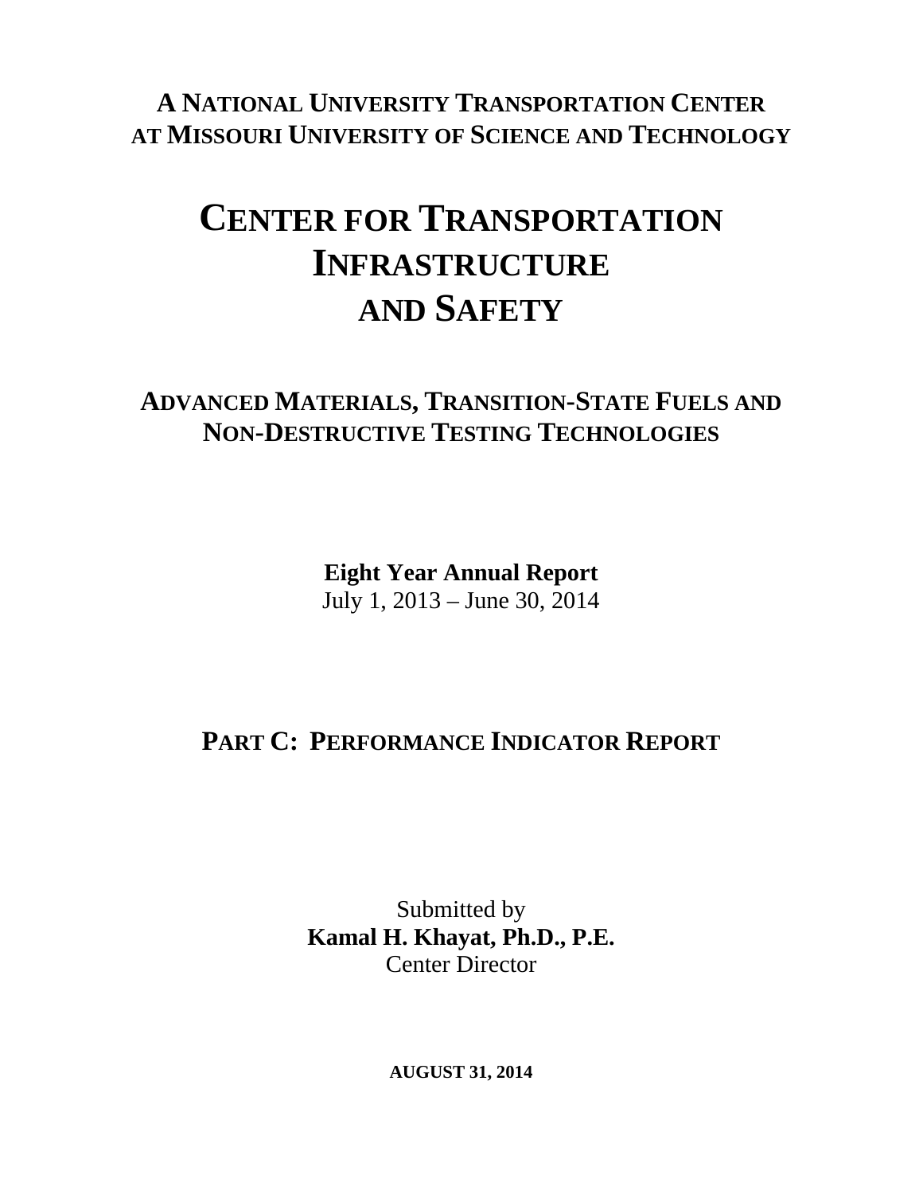**A NATIONAL UNIVERSITY TRANSPORTATION CENTER AT MISSOURI UNIVERSITY OF SCIENCE AND TECHNOLOGY**

# CENTER FOR TRANSPORTATION INFRASTRUCTURE AND SAFETY

## ADVANCED MATERIALS, TRANSITION-STATE FUELS AND NON-DESTRUCTIVE TESTING TECHNOLOGIES

**Eight Year Annual Report**
July 1, 2013 – June 30, 2014

## PART C: PERFORMANCE INDICATOR REPORT

Submitted by
**Kamal H. Khayat, Ph.D., P.E.**
Center Director

**AUGUST 31, 2014**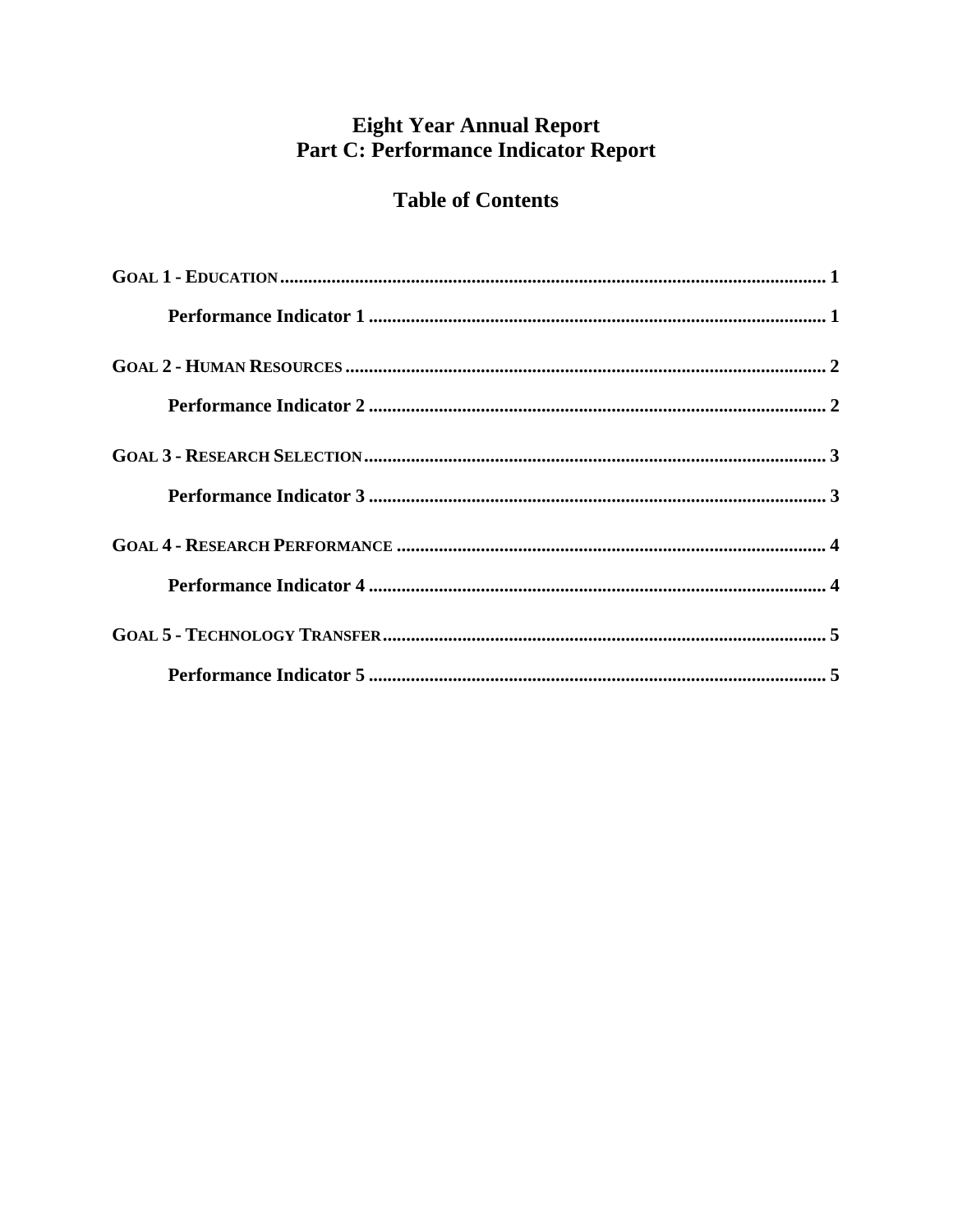# Eight Year Annual Report
# Part C: Performance Indicator Report

## Table of Contents

GOAL 1 - EDUCATION ..... 1

- **Performance Indicator 1** ..... 1

GOAL 2 - HUMAN RESOURCES ..... 2

- **Performance Indicator 2** ..... 2

GOAL 3 - RESEARCH SELECTION ..... 3

- **Performance Indicator 3** ..... 3

GOAL 4 - RESEARCH PERFORMANCE ..... 4

- **Performance Indicator 4** ..... 4

GOAL 5 - TECHNOLOGY TRANSFER ..... 5

- **Performance Indicator 5** ..... 5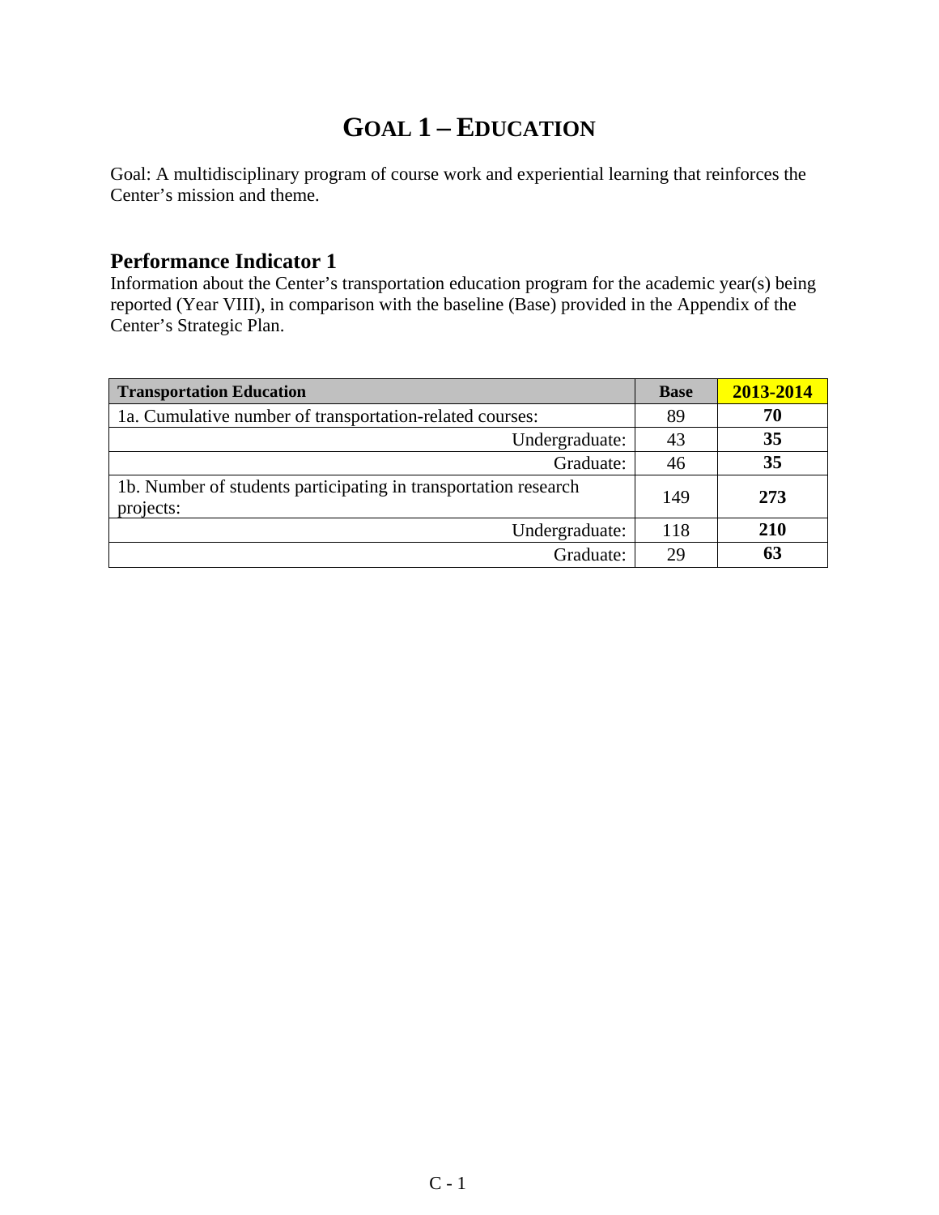# GOAL 1 – EDUCATION

Goal: A multidisciplinary program of course work and experiential learning that reinforces the Center's mission and theme.

## Performance Indicator 1

Information about the Center's transportation education program for the academic year(s) being reported (Year VIII), in comparison with the baseline (Base) provided in the Appendix of the Center's Strategic Plan.

| Transportation Education | Base | 2013-2014 |
|---|---|---|
| 1a. Cumulative number of transportation-related courses: | 89 | **70** |
| Undergraduate: | 43 | **35** |
| Graduate: | 46 | **35** |
| 1b. Number of students participating in transportation research projects: | 149 | **273** |
| Undergraduate: | 118 | **210** |
| Graduate: | 29 | **63** |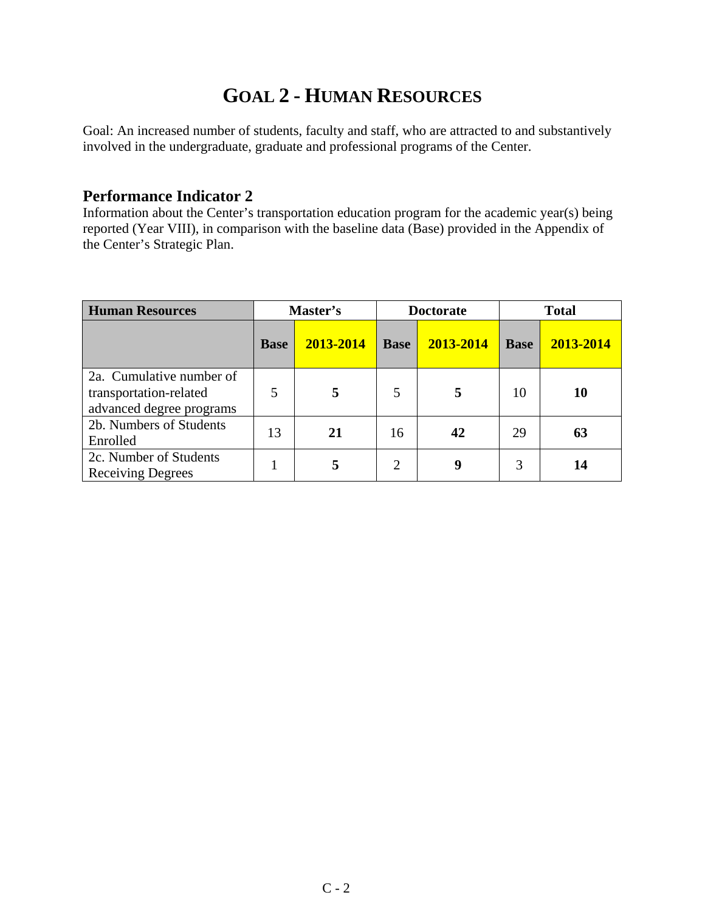# GOAL 2 - HUMAN RESOURCES

Goal: An increased number of students, faculty and staff, who are attracted to and substantively involved in the undergraduate, graduate and professional programs of the Center.

## Performance Indicator 2

Information about the Center's transportation education program for the academic year(s) being reported (Year VIII), in comparison with the baseline data (Base) provided in the Appendix of the Center's Strategic Plan.

| Human Resources | Master's | | Doctorate | | Total | |
|---|---|---|---|---|---|---|
| | **Base** | **2013-2014** | **Base** | **2013-2014** | **Base** | **2013-2014** |
| 2a. Cumulative number of transportation-related advanced degree programs | 5 | **5** | 5 | **5** | 10 | **10** |
| 2b. Numbers of Students Enrolled | 13 | **21** | 16 | **42** | 29 | **63** |
| 2c. Number of Students Receiving Degrees | 1 | **5** | 2 | **9** | 3 | **14** |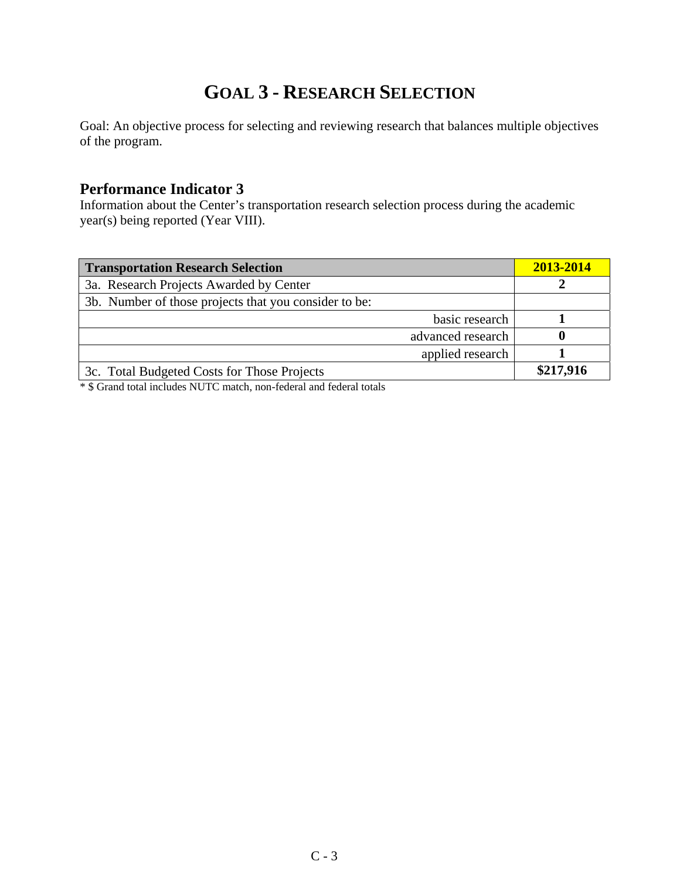# GOAL 3 - RESEARCH SELECTION

Goal: An objective process for selecting and reviewing research that balances multiple objectives of the program.

## Performance Indicator 3

Information about the Center's transportation research selection process during the academic year(s) being reported (Year VIII).

| Transportation Research Selection | 2013-2014 |
|---|---|
| 3a. Research Projects Awarded by Center | **2** |
| 3b. Number of those projects that you consider to be: | |
| basic research | **1** |
| advanced research | **0** |
| applied research | **1** |
| 3c. Total Budgeted Costs for Those Projects | **$217,916** |

* $ Grand total includes NUTC match, non-federal and federal totals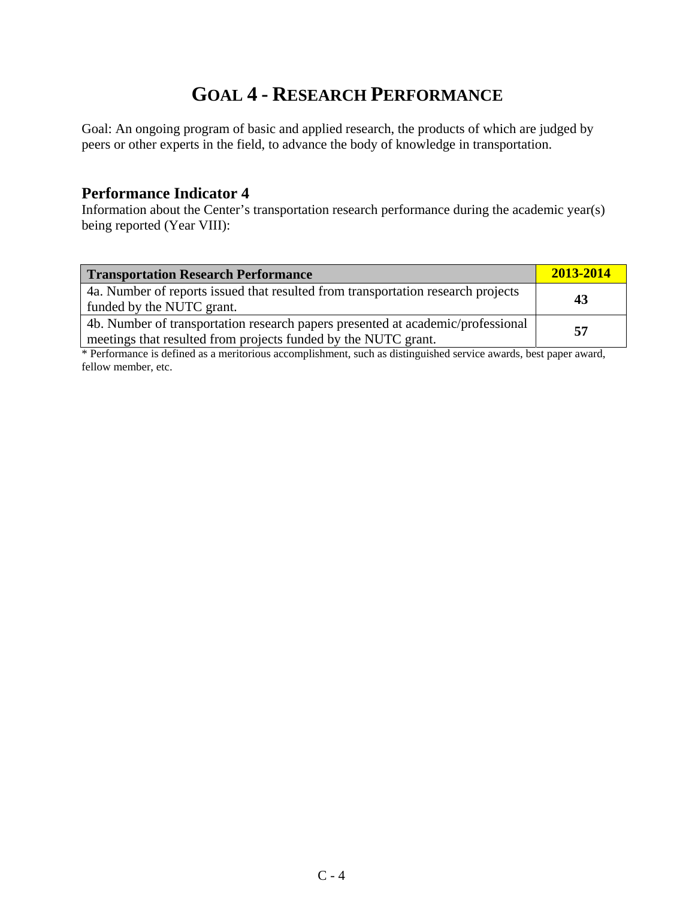# GOAL 4 - RESEARCH PERFORMANCE

Goal: An ongoing program of basic and applied research, the products of which are judged by peers or other experts in the field, to advance the body of knowledge in transportation.

## Performance Indicator 4

Information about the Center's transportation research performance during the academic year(s) being reported (Year VIII):

| Transportation Research Performance | 2013-2014 |
|---|---|
| 4a. Number of reports issued that resulted from transportation research projects funded by the NUTC grant. | **43** |
| 4b. Number of transportation research papers presented at academic/professional meetings that resulted from projects funded by the NUTC grant. | **57** |

* Performance is defined as a meritorious accomplishment, such as distinguished service awards, best paper award, fellow member, etc.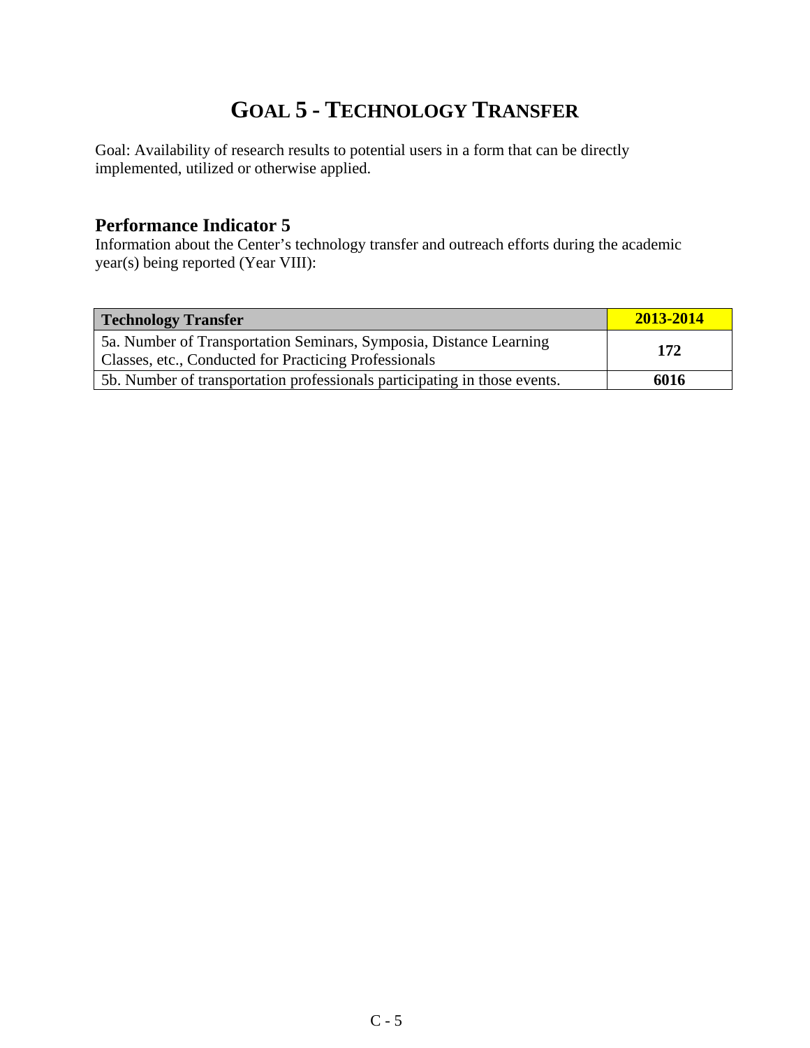# GOAL 5 - TECHNOLOGY TRANSFER

Goal: Availability of research results to potential users in a form that can be directly implemented, utilized or otherwise applied.

## Performance Indicator 5

Information about the Center's technology transfer and outreach efforts during the academic year(s) being reported (Year VIII):

| Technology Transfer | 2013-2014 |
|---|---|
| 5a. Number of Transportation Seminars, Symposia, Distance Learning Classes, etc., Conducted for Practicing Professionals | **172** |
| 5b. Number of transportation professionals participating in those events. | **6016** |